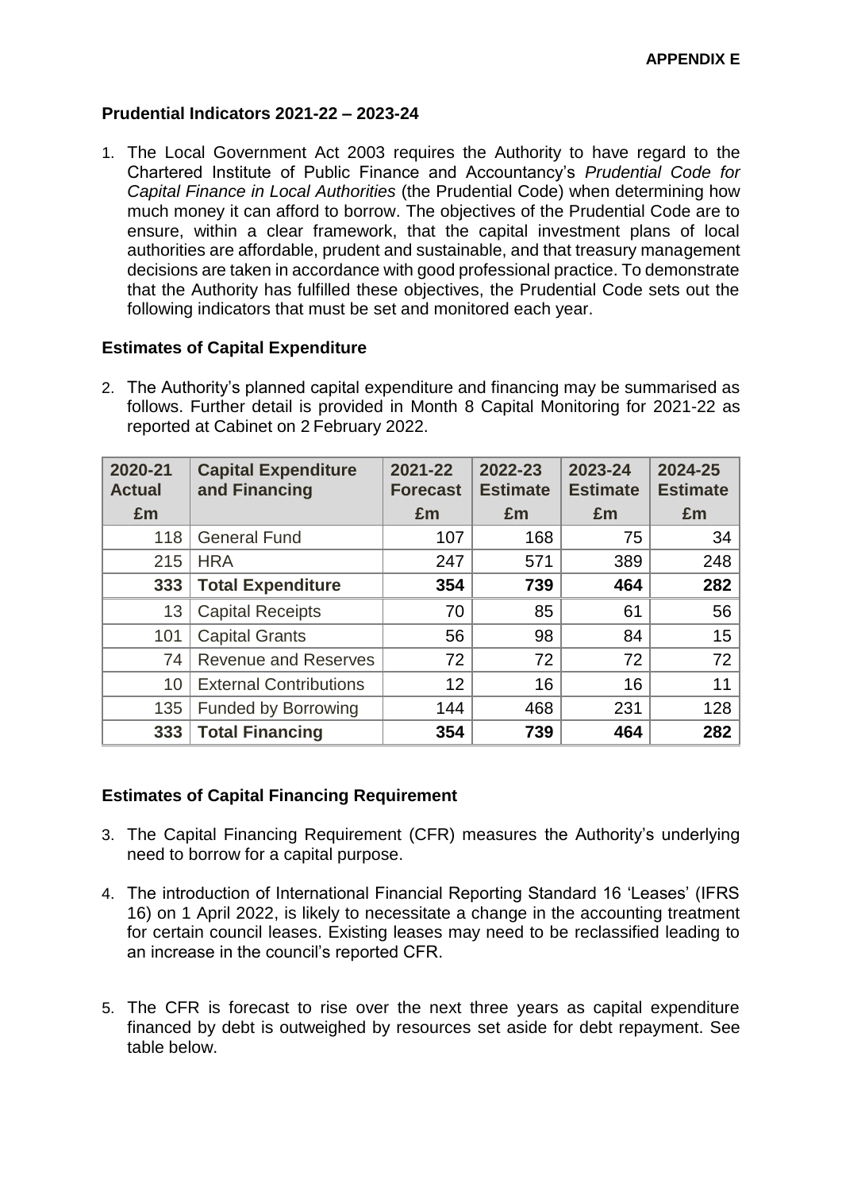**APPENDIX E**

### Prudential Indicators 2021-22 – 2023-24

1. The Local Government Act 2003 requires the Authority to have regard to the Chartered Institute of Public Finance and Accountancy's *Prudential Code for Capital Finance in Local Authorities* (the Prudential Code) when determining how much money it can afford to borrow. The objectives of the Prudential Code are to ensure, within a clear framework, that the capital investment plans of local authorities are affordable, prudent and sustainable, and that treasury management decisions are taken in accordance with good professional practice. To demonstrate that the Authority has fulfilled these objectives, the Prudential Code sets out the following indicators that must be set and monitored each year.

### Estimates of Capital Expenditure

2. The Authority's planned capital expenditure and financing may be summarised as follows. Further detail is provided in Month 8 Capital Monitoring for 2021-22 as reported at Cabinet on 2 February 2022.

| 2020-21 Actual £m | Capital Expenditure and Financing | 2021-22 Forecast £m | 2022-23 Estimate £m | 2023-24 Estimate £m | 2024-25 Estimate £m |
|---|---|---|---|---|---|
| 118 | General Fund | 107 | 168 | 75 | 34 |
| 215 | HRA | 247 | 571 | 389 | 248 |
| **333** | **Total Expenditure** | **354** | **739** | **464** | **282** |
| 13 | Capital Receipts | 70 | 85 | 61 | 56 |
| 101 | Capital Grants | 56 | 98 | 84 | 15 |
| 74 | Revenue and Reserves | 72 | 72 | 72 | 72 |
| 10 | External Contributions | 12 | 16 | 16 | 11 |
| 135 | Funded by Borrowing | 144 | 468 | 231 | 128 |
| **333** | **Total Financing** | **354** | **739** | **464** | **282** |

### Estimates of Capital Financing Requirement

3. The Capital Financing Requirement (CFR) measures the Authority's underlying need to borrow for a capital purpose.

4. The introduction of International Financial Reporting Standard 16 'Leases' (IFRS 16) on 1 April 2022, is likely to necessitate a change in the accounting treatment for certain council leases. Existing leases may need to be reclassified leading to an increase in the council's reported CFR.

5. The CFR is forecast to rise over the next three years as capital expenditure financed by debt is outweighed by resources set aside for debt repayment. See table below.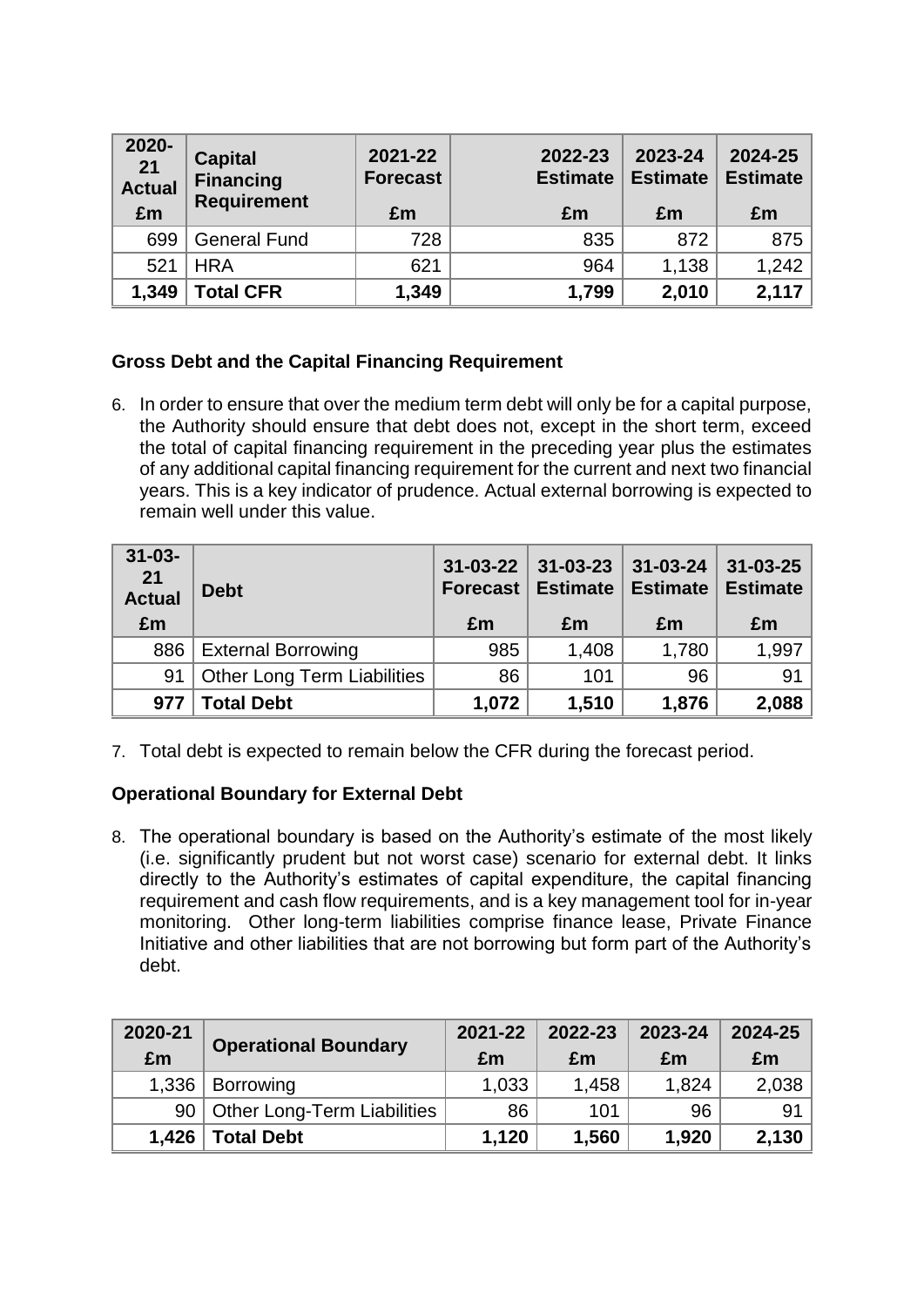| 2020-21 Actual £m | Capital Financing Requirement | 2021-22 Forecast £m | 2022-23 Estimate £m | 2023-24 Estimate £m | 2024-25 Estimate £m |
|---|---|---|---|---|---|
| 699 | General Fund | 728 | 835 | 872 | 875 |
| 521 | HRA | 621 | 964 | 1,138 | 1,242 |
| **1,349** | **Total CFR** | **1,349** | **1,799** | **2,010** | **2,117** |

### Gross Debt and the Capital Financing Requirement

6. In order to ensure that over the medium term debt will only be for a capital purpose, the Authority should ensure that debt does not, except in the short term, exceed the total of capital financing requirement in the preceding year plus the estimates of any additional capital financing requirement for the current and next two financial years. This is a key indicator of prudence. Actual external borrowing is expected to remain well under this value.

| 31-03-21 Actual £m | Debt | 31-03-22 Forecast £m | 31-03-23 Estimate £m | 31-03-24 Estimate £m | 31-03-25 Estimate £m |
|---|---|---|---|---|---|
| 886 | External Borrowing | 985 | 1,408 | 1,780 | 1,997 |
| 91 | Other Long Term Liabilities | 86 | 101 | 96 | 91 |
| **977** | **Total Debt** | **1,072** | **1,510** | **1,876** | **2,088** |

7. Total debt is expected to remain below the CFR during the forecast period.

### Operational Boundary for External Debt

8. The operational boundary is based on the Authority's estimate of the most likely (i.e. significantly prudent but not worst case) scenario for external debt. It links directly to the Authority's estimates of capital expenditure, the capital financing requirement and cash flow requirements, and is a key management tool for in-year monitoring. Other long-term liabilities comprise finance lease, Private Finance Initiative and other liabilities that are not borrowing but form part of the Authority's debt.

| 2020-21 £m | Operational Boundary | 2021-22 £m | 2022-23 £m | 2023-24 £m | 2024-25 £m |
|---|---|---|---|---|---|
| 1,336 | Borrowing | 1,033 | 1,458 | 1,824 | 2,038 |
| 90 | Other Long-Term Liabilities | 86 | 101 | 96 | 91 |
| **1,426** | **Total Debt** | **1,120** | **1,560** | **1,920** | **2,130** |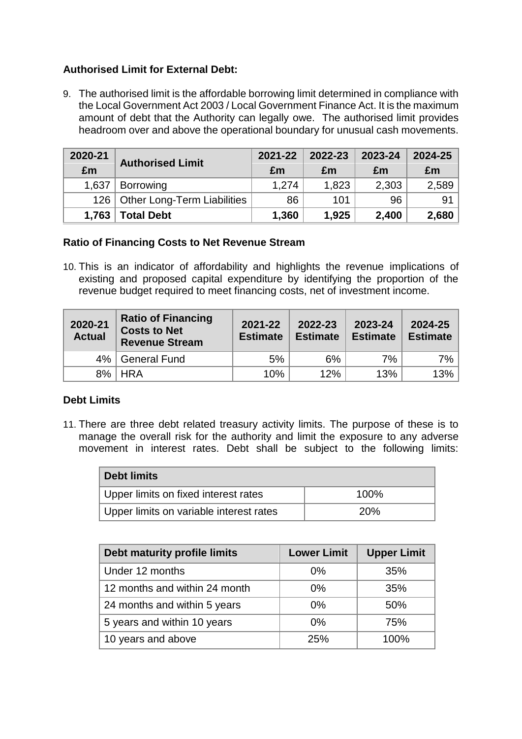**Authorised Limit for External Debt:**

9. The authorised limit is the affordable borrowing limit determined in compliance with the Local Government Act 2003 / Local Government Finance Act. It is the maximum amount of debt that the Authority can legally owe. The authorised limit provides headroom over and above the operational boundary for unusual cash movements.

| 2020-21 £m | Authorised Limit | 2021-22 £m | 2022-23 £m | 2023-24 £m | 2024-25 £m |
|---|---|---|---|---|---|
| 1,637 | Borrowing | 1,274 | 1,823 | 2,303 | 2,589 |
| 126 | Other Long-Term Liabilities | 86 | 101 | 96 | 91 |
| **1,763** | **Total Debt** | **1,360** | **1,925** | **2,400** | **2,680** |

**Ratio of Financing Costs to Net Revenue Stream**

10. This is an indicator of affordability and highlights the revenue implications of existing and proposed capital expenditure by identifying the proportion of the revenue budget required to meet financing costs, net of investment income.

| 2020-21 Actual | Ratio of Financing Costs to Net Revenue Stream | 2021-22 Estimate | 2022-23 Estimate | 2023-24 Estimate | 2024-25 Estimate |
|---|---|---|---|---|---|
| 4% | General Fund | 5% | 6% | 7% | 7% |
| 8% | HRA | 10% | 12% | 13% | 13% |

**Debt Limits**

11. There are three debt related treasury activity limits. The purpose of these is to manage the overall risk for the authority and limit the exposure to any adverse movement in interest rates. Debt shall be subject to the following limits:

| Debt limits | |
|---|---|
| Upper limits on fixed interest rates | 100% |
| Upper limits on variable interest rates | 20% |

| Debt maturity profile limits | Lower Limit | Upper Limit |
|---|---|---|
| Under 12 months | 0% | 35% |
| 12 months and within 24 month | 0% | 35% |
| 24 months and within 5 years | 0% | 50% |
| 5 years and within 10 years | 0% | 75% |
| 10 years and above | 25% | 100% |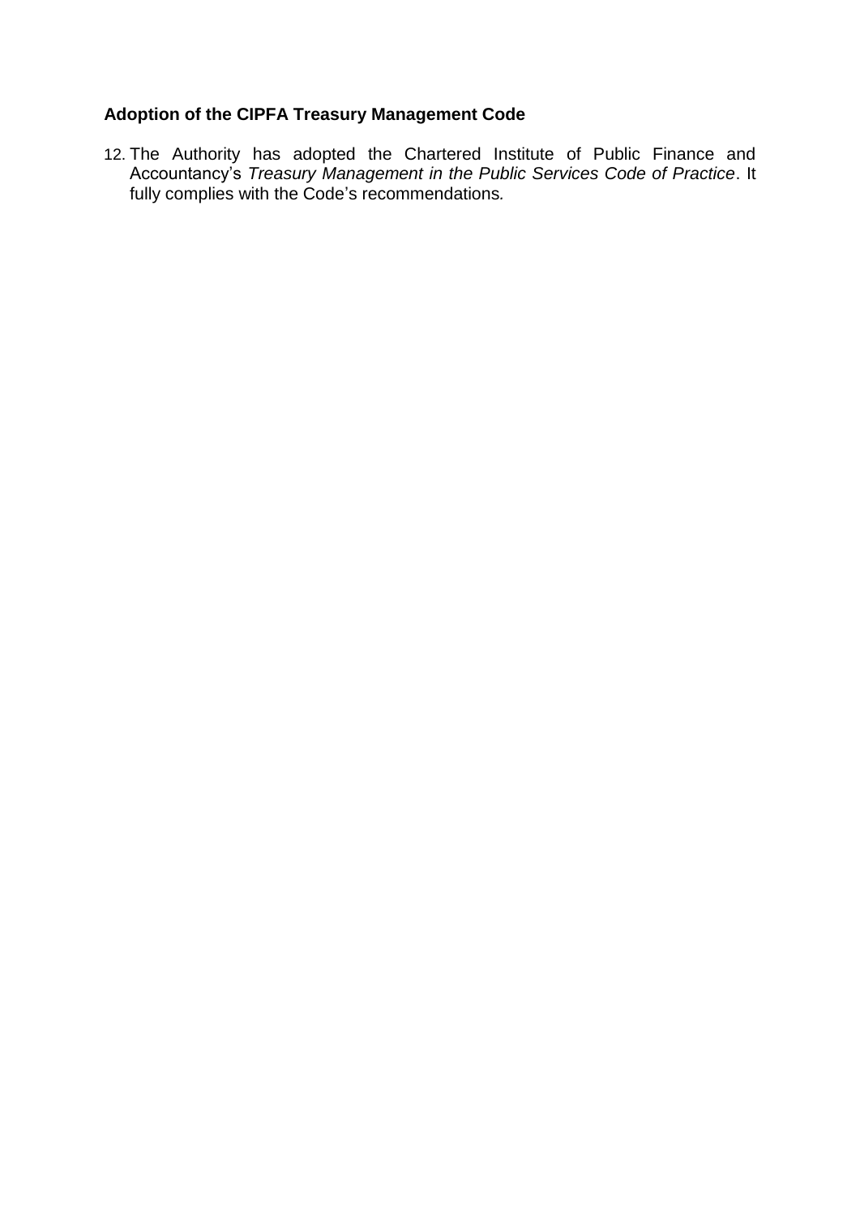**Adoption of the CIPFA Treasury Management Code**

12. The Authority has adopted the Chartered Institute of Public Finance and Accountancy's *Treasury Management in the Public Services Code of Practice*. It fully complies with the Code's recommendations.